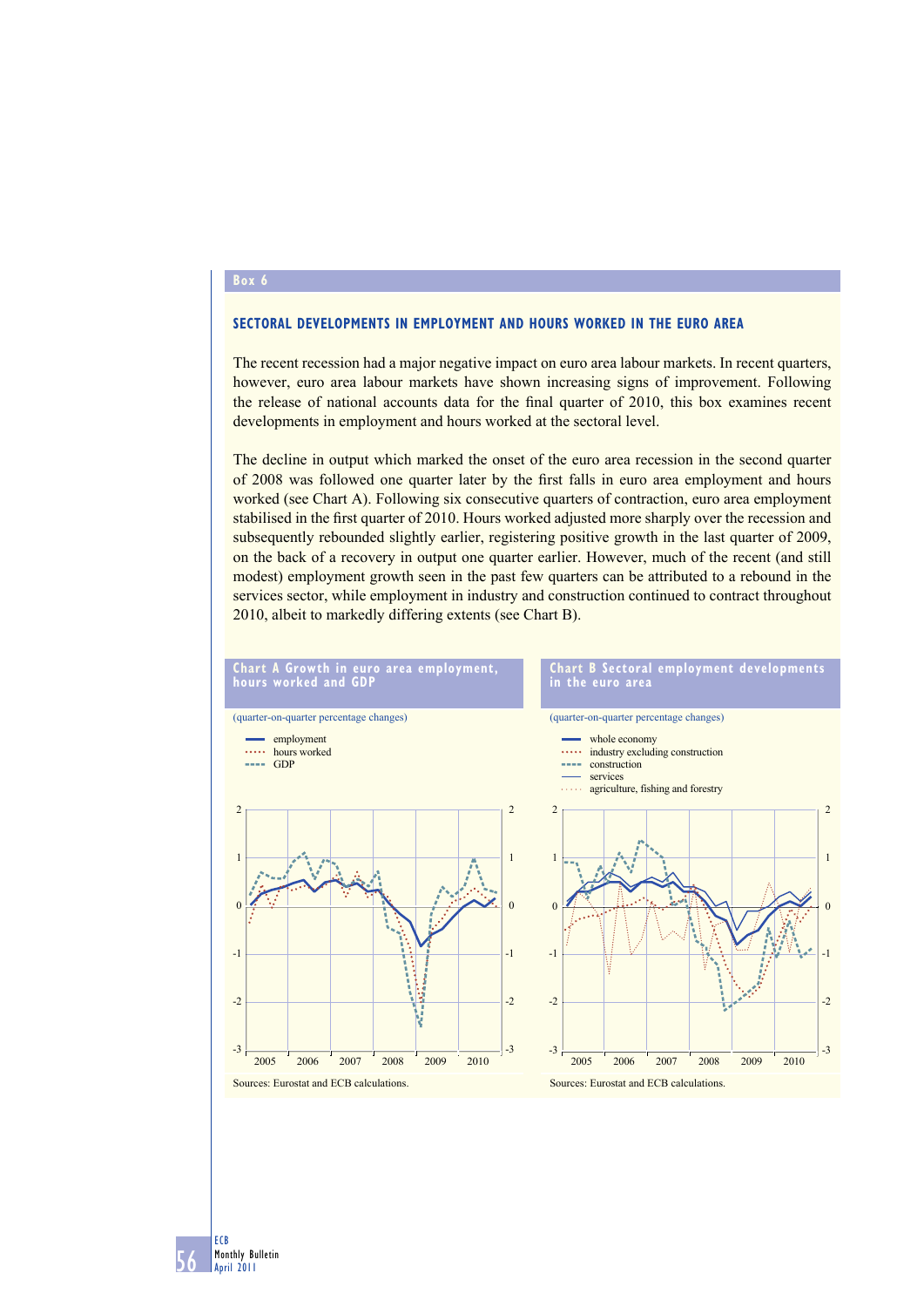Box 6

## SECTORAL DEVELOPMENTS IN EMPLOYMENT AND HOURS WORKED IN THE EURO AREA

The recent recession had a major negative impact on euro area labour markets. In recent quarters, however, euro area labour markets have shown increasing signs of improvement. Following the release of national accounts data for the final quarter of 2010, this box examines recent developments in employment and hours worked at the sectoral level.

The decline in output which marked the onset of the euro area recession in the second quarter of 2008 was followed one quarter later by the first falls in euro area employment and hours worked (see Chart A). Following six consecutive quarters of contraction, euro area employment stabilised in the first quarter of 2010. Hours worked adjusted more sharply over the recession and subsequently rebounded slightly earlier, registering positive growth in the last quarter of 2009, on the back of a recovery in output one quarter earlier. However, much of the recent (and still modest) employment growth seen in the past few quarters can be attributed to a rebound in the services sector, while employment in industry and construction continued to contract throughout 2010, albeit to markedly differing extents (see Chart B).

**Chart A Growth in euro area employment, hours worked and GDP**

(quarter-on-quarter percentage changes)

- employment
- hours worked
- GDP

Sources: Eurostat and ECB calculations.

**Chart B Sectoral employment developments in the euro area**

(quarter-on-quarter percentage changes)

- whole economy
- industry excluding construction
- construction
- services
- agriculture, fishing and forestry

Sources: Eurostat and ECB calculations.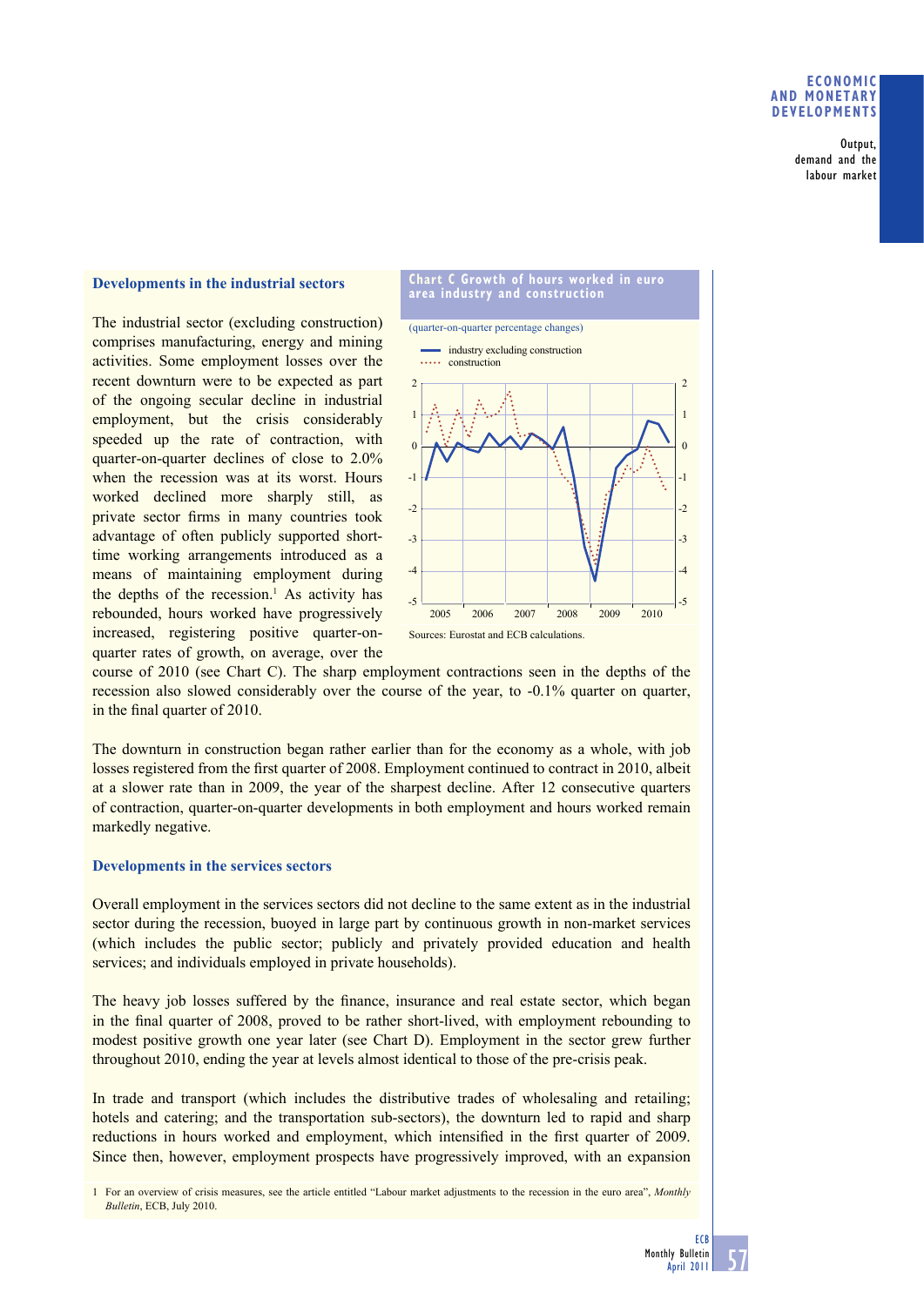## Developments in the industrial sectors

The industrial sector (excluding construction) comprises manufacturing, energy and mining activities. Some employment losses over the recent downturn were to be expected as part of the ongoing secular decline in industrial employment, but the crisis considerably speeded up the rate of contraction, with quarter-on-quarter declines of close to 2.0% when the recession was at its worst. Hours worked declined more sharply still, as private sector firms in many countries took advantage of often publicly supported short-time working arrangements introduced as a means of maintaining employment during the depths of the recession.[1] As activity has rebounded, hours worked have progressively increased, registering positive quarter-on-quarter rates of growth, on average, over the course of 2010 (see Chart C). The sharp employment contractions seen in the depths of the recession also slowed considerably over the course of the year, to -0.1% quarter on quarter, in the final quarter of 2010.

**Chart C Growth of hours worked in euro area industry and construction**

(quarter-on-quarter percentage changes)

Sources: Eurostat and ECB calculations.

The downturn in construction began rather earlier than for the economy as a whole, with job losses registered from the first quarter of 2008. Employment continued to contract in 2010, albeit at a slower rate than in 2009, the year of the sharpest decline. After 12 consecutive quarters of contraction, quarter-on-quarter developments in both employment and hours worked remain markedly negative.

## Developments in the services sectors

Overall employment in the services sectors did not decline to the same extent as in the industrial sector during the recession, buoyed in large part by continuous growth in non-market services (which includes the public sector; publicly and privately provided education and health services; and individuals employed in private households).

The heavy job losses suffered by the finance, insurance and real estate sector, which began in the final quarter of 2008, proved to be rather short-lived, with employment rebounding to modest positive growth one year later (see Chart D). Employment in the sector grew further throughout 2010, ending the year at levels almost identical to those of the pre-crisis peak.

In trade and transport (which includes the distributive trades of wholesaling and retailing; hotels and catering; and the transportation sub-sectors), the downturn led to rapid and sharp reductions in hours worked and employment, which intensified in the first quarter of 2009. Since then, however, employment prospects have progressively improved, with an expansion

1 For an overview of crisis measures, see the article entitled "Labour market adjustments to the recession in the euro area", *Monthly Bulletin*, ECB, July 2010.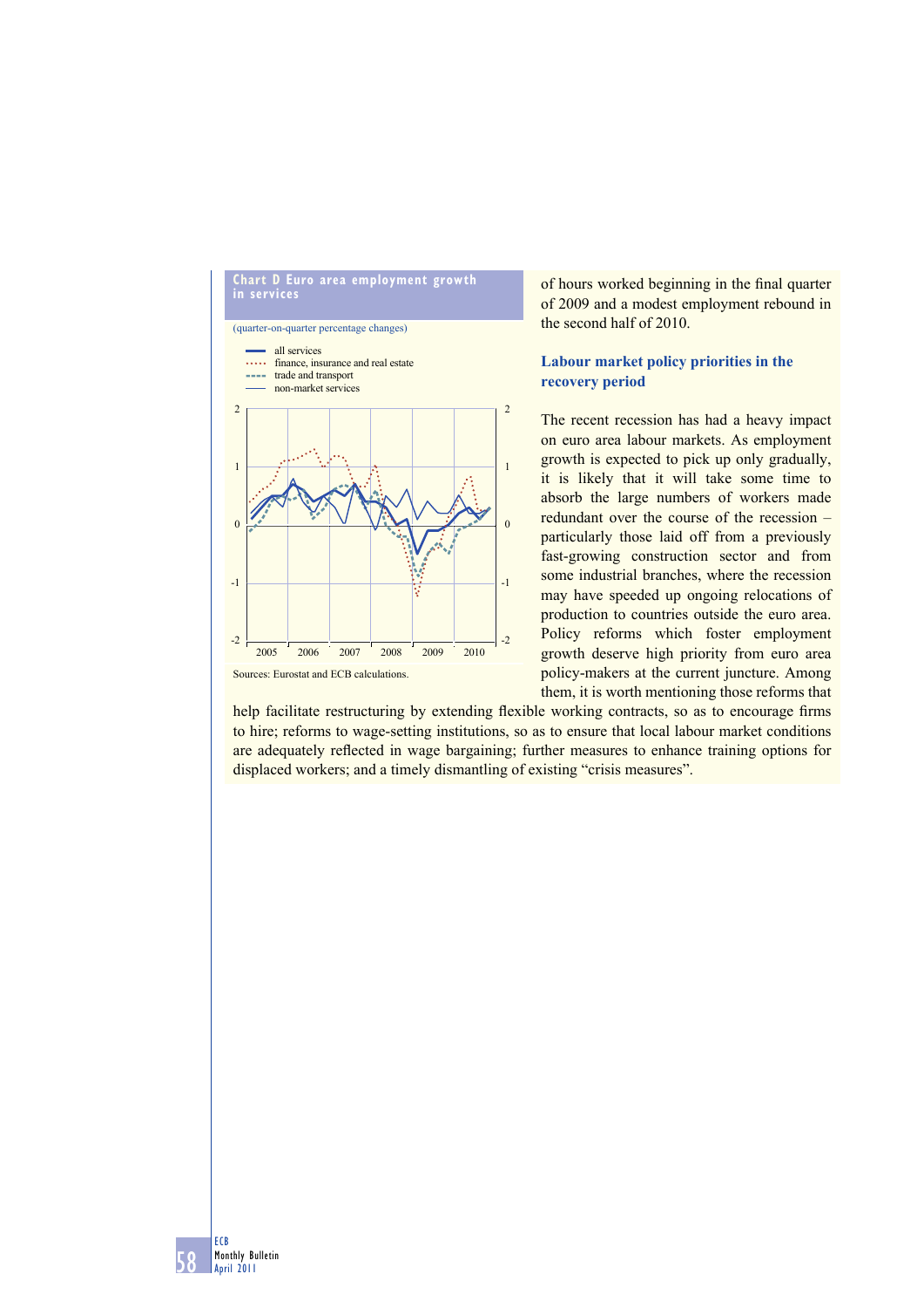**Chart D Euro area employment growth in services**

(quarter-on-quarter percentage changes)

all services
finance, insurance and real estate
trade and transport
non-market services

2
1
0
-1
-2

2005 2006 2007 2008 2009 2010

Sources: Eurostat and ECB calculations.

of hours worked beginning in the final quarter of 2009 and a modest employment rebound in the second half of 2010.

### Labour market policy priorities in the recovery period

The recent recession has had a heavy impact on euro area labour markets. As employment growth is expected to pick up only gradually, it is likely that it will take some time to absorb the large numbers of workers made redundant over the course of the recession – particularly those laid off from a previously fast-growing construction sector and from some industrial branches, where the recession may have speeded up ongoing relocations of production to countries outside the euro area. Policy reforms which foster employment growth deserve high priority from euro area policy-makers at the current juncture. Among them, it is worth mentioning those reforms that help facilitate restructuring by extending flexible working contracts, so as to encourage firms to hire; reforms to wage-setting institutions, so as to ensure that local labour market conditions are adequately reflected in wage bargaining; further measures to enhance training options for displaced workers; and a timely dismantling of existing "crisis measures".